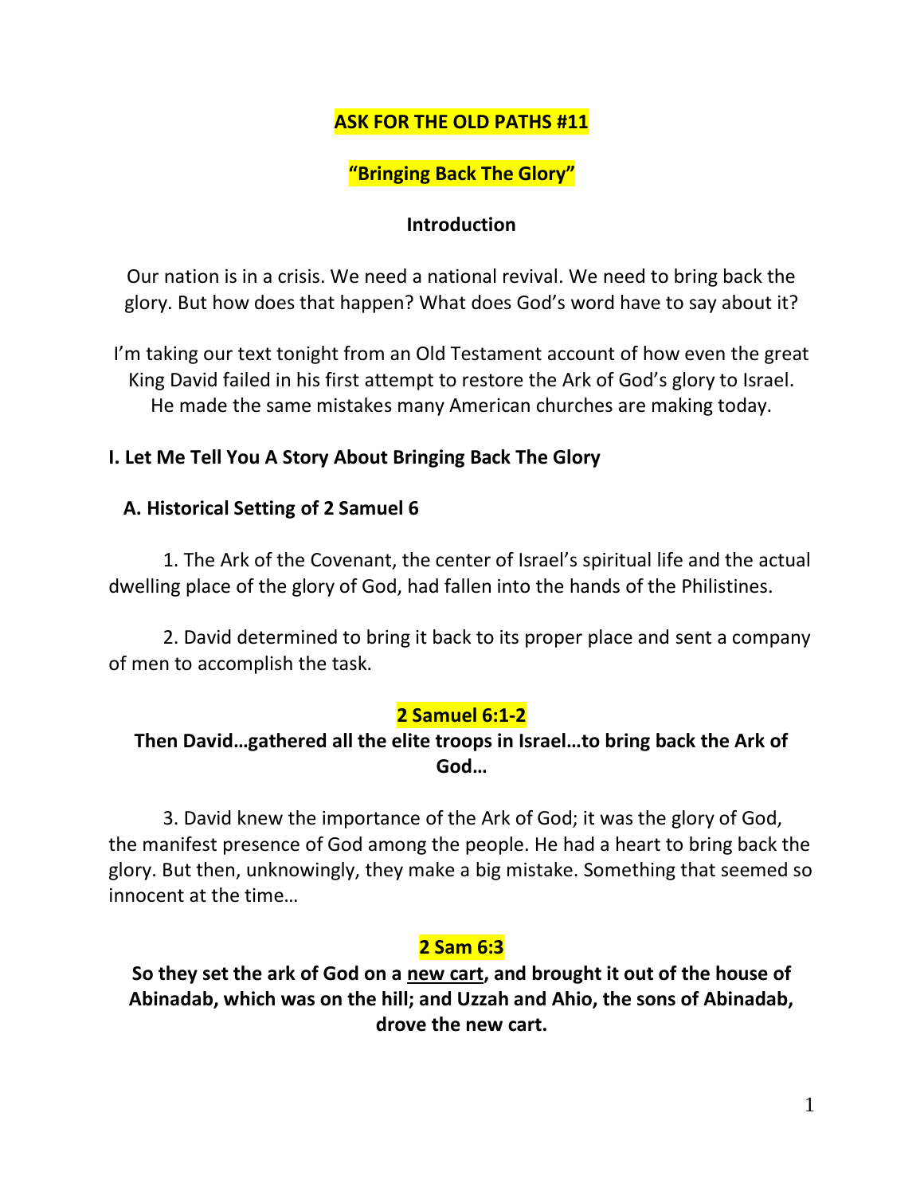# ASK FOR THE OLD PATHS #11

## "Bringing Back The Glory"

### Introduction

Our nation is in a crisis. We need a national revival. We need to bring back the glory. But how does that happen? What does God's word have to say about it?

I'm taking our text tonight from an Old Testament account of how even the great King David failed in his first attempt to restore the Ark of God's glory to Israel. He made the same mistakes many American churches are making today.

### I. Let Me Tell You A Story About Bringing Back The Glory

#### A. Historical Setting of 2 Samuel 6

1. The Ark of the Covenant, the center of Israel's spiritual life and the actual dwelling place of the glory of God, had fallen into the hands of the Philistines.

2. David determined to bring it back to its proper place and sent a company of men to accomplish the task.

**2 Samuel 6:1-2**

**Then David…gathered all the elite troops in Israel…to bring back the Ark of God…**

3. David knew the importance of the Ark of God; it was the glory of God, the manifest presence of God among the people. He had a heart to bring back the glory. But then, unknowingly, they make a big mistake. Something that seemed so innocent at the time…

**2 Sam 6:3**

**So they set the ark of God on a <u>new cart</u>, and brought it out of the house of Abinadab, which was on the hill; and Uzzah and Ahio, the sons of Abinadab, drove the new cart.**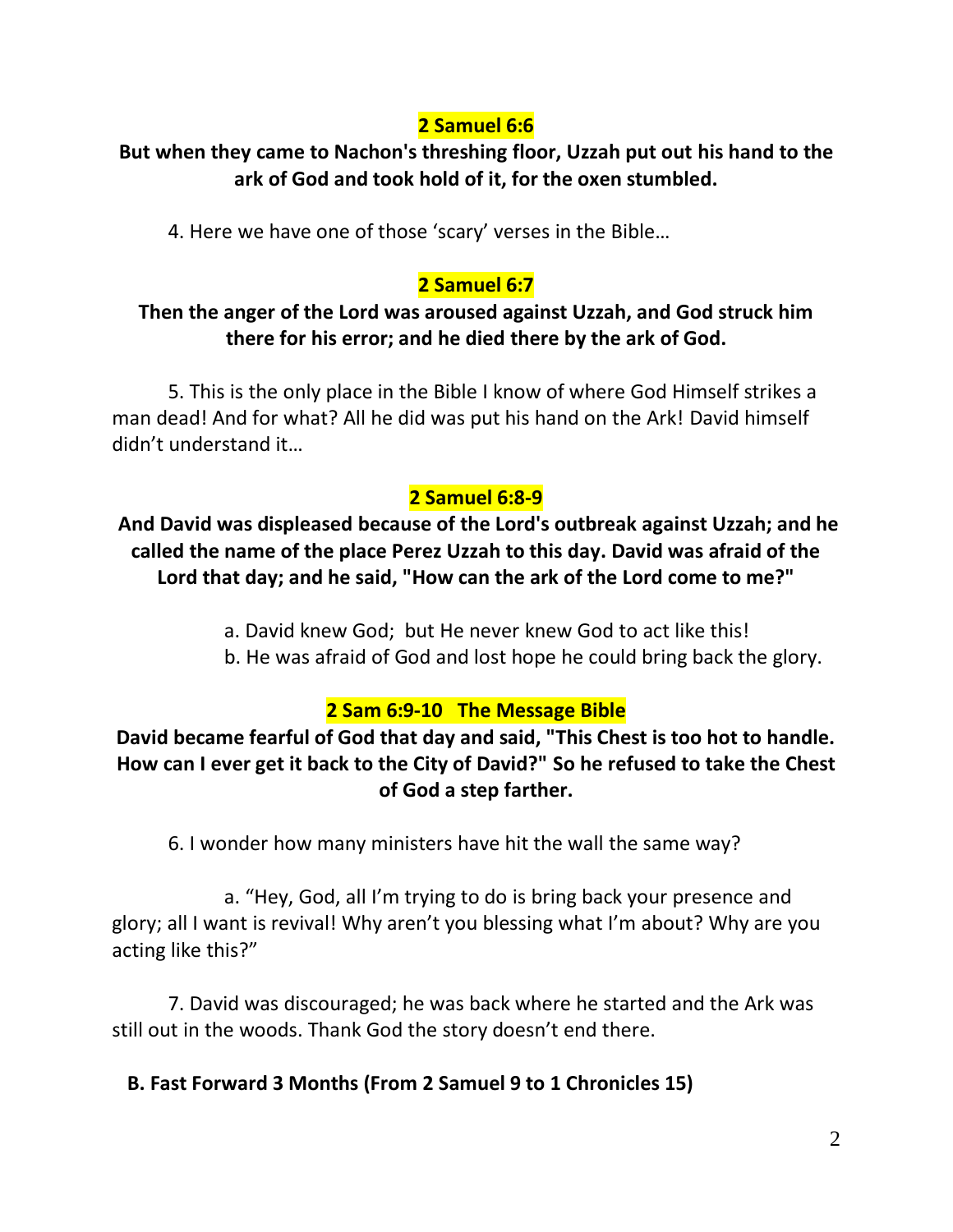**2 Samuel 6:6**

**But when they came to Nachon's threshing floor, Uzzah put out his hand to the ark of God and took hold of it, for the oxen stumbled.**

4. Here we have one of those 'scary' verses in the Bible…

**2 Samuel 6:7**

**Then the anger of the Lord was aroused against Uzzah, and God struck him there for his error; and he died there by the ark of God.**

5. This is the only place in the Bible I know of where God Himself strikes a man dead! And for what? All he did was put his hand on the Ark! David himself didn't understand it…

**2 Samuel 6:8-9**

**And David was displeased because of the Lord's outbreak against Uzzah; and he called the name of the place Perez Uzzah to this day. David was afraid of the Lord that day; and he said, "How can the ark of the Lord come to me?"**

a. David knew God; but He never knew God to act like this!

b. He was afraid of God and lost hope he could bring back the glory.

**2 Sam 6:9-10 The Message Bible**

**David became fearful of God that day and said, "This Chest is too hot to handle. How can I ever get it back to the City of David?" So he refused to take the Chest of God a step farther.**

6. I wonder how many ministers have hit the wall the same way?

a. "Hey, God, all I'm trying to do is bring back your presence and glory; all I want is revival! Why aren't you blessing what I'm about? Why are you acting like this?"

7. David was discouraged; he was back where he started and the Ark was still out in the woods. Thank God the story doesn't end there.

**B. Fast Forward 3 Months (From 2 Samuel 9 to 1 Chronicles 15)**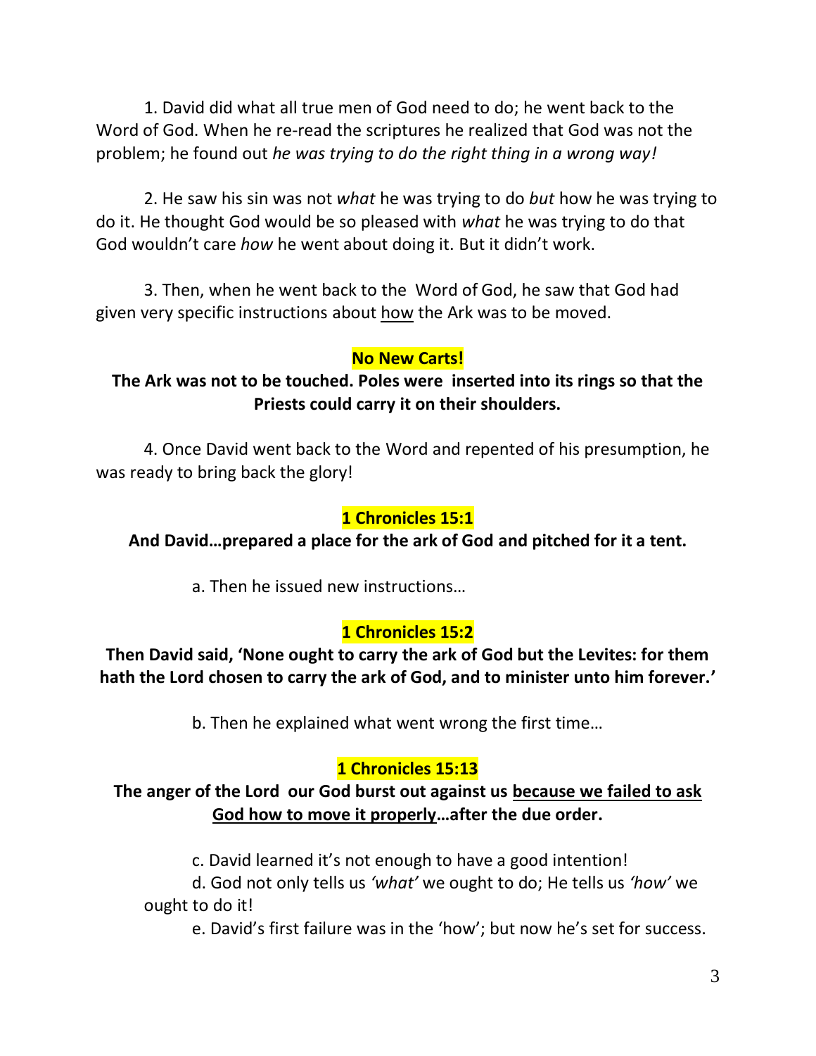1. David did what all true men of God need to do; he went back to the Word of God. When he re-read the scriptures he realized that God was not the problem; he found out *he was trying to do the right thing in a wrong way!*

2. He saw his sin was not *what* he was trying to do *but* how he was trying to do it. He thought God would be so pleased with *what* he was trying to do that God wouldn't care *how* he went about doing it. But it didn't work.

3. Then, when he went back to the Word of God, he saw that God had given very specific instructions about <u>how</u> the Ark was to be moved.

**No New Carts!**

**The Ark was not to be touched. Poles were inserted into its rings so that the Priests could carry it on their shoulders.**

4. Once David went back to the Word and repented of his presumption, he was ready to bring back the glory!

**1 Chronicles 15:1**

**And David…prepared a place for the ark of God and pitched for it a tent.**

a. Then he issued new instructions…

**1 Chronicles 15:2**

**Then David said, 'None ought to carry the ark of God but the Levites: for them hath the Lord chosen to carry the ark of God, and to minister unto him forever.'**

b. Then he explained what went wrong the first time…

**1 Chronicles 15:13**

**The anger of the Lord our God burst out against us <u>because we failed to ask God how to move it properly</u>…after the due order.**

c. David learned it's not enough to have a good intention!

d. God not only tells us *'what'* we ought to do; He tells us *'how'* we ought to do it!

e. David's first failure was in the 'how'; but now he's set for success.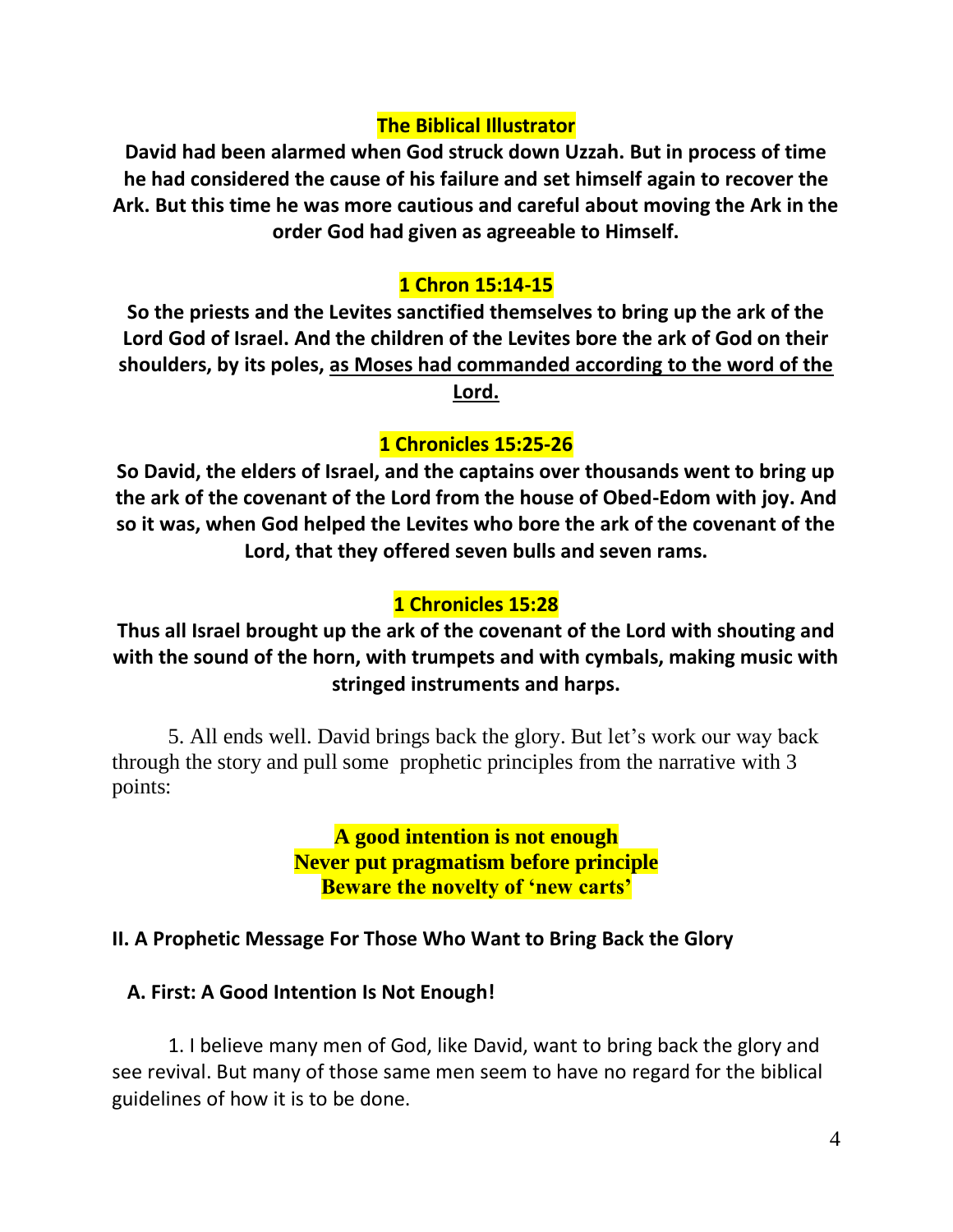**The Biblical Illustrator**

**David had been alarmed when God struck down Uzzah. But in process of time he had considered the cause of his failure and set himself again to recover the Ark. But this time he was more cautious and careful about moving the Ark in the order God had given as agreeable to Himself.**

**1 Chron 15:14-15**

**So the priests and the Levites sanctified themselves to bring up the ark of the Lord God of Israel. And the children of the Levites bore the ark of God on their shoulders, by its poles, <u>as Moses had commanded according to the word of the Lord.</u>**

**1 Chronicles 15:25-26**

**So David, the elders of Israel, and the captains over thousands went to bring up the ark of the covenant of the Lord from the house of Obed-Edom with joy. And so it was, when God helped the Levites who bore the ark of the covenant of the Lord, that they offered seven bulls and seven rams.**

**1 Chronicles 15:28**

**Thus all Israel brought up the ark of the covenant of the Lord with shouting and with the sound of the horn, with trumpets and with cymbals, making music with stringed instruments and harps.**

5. All ends well. David brings back the glory. But let's work our way back through the story and pull some prophetic principles from the narrative with 3 points:

**A good intention is not enough**
**Never put pragmatism before principle**
**Beware the novelty of 'new carts'**

## II. A Prophetic Message For Those Who Want to Bring Back the Glory

### A. First: A Good Intention Is Not Enough!

1. I believe many men of God, like David, want to bring back the glory and see revival. But many of those same men seem to have no regard for the biblical guidelines of how it is to be done.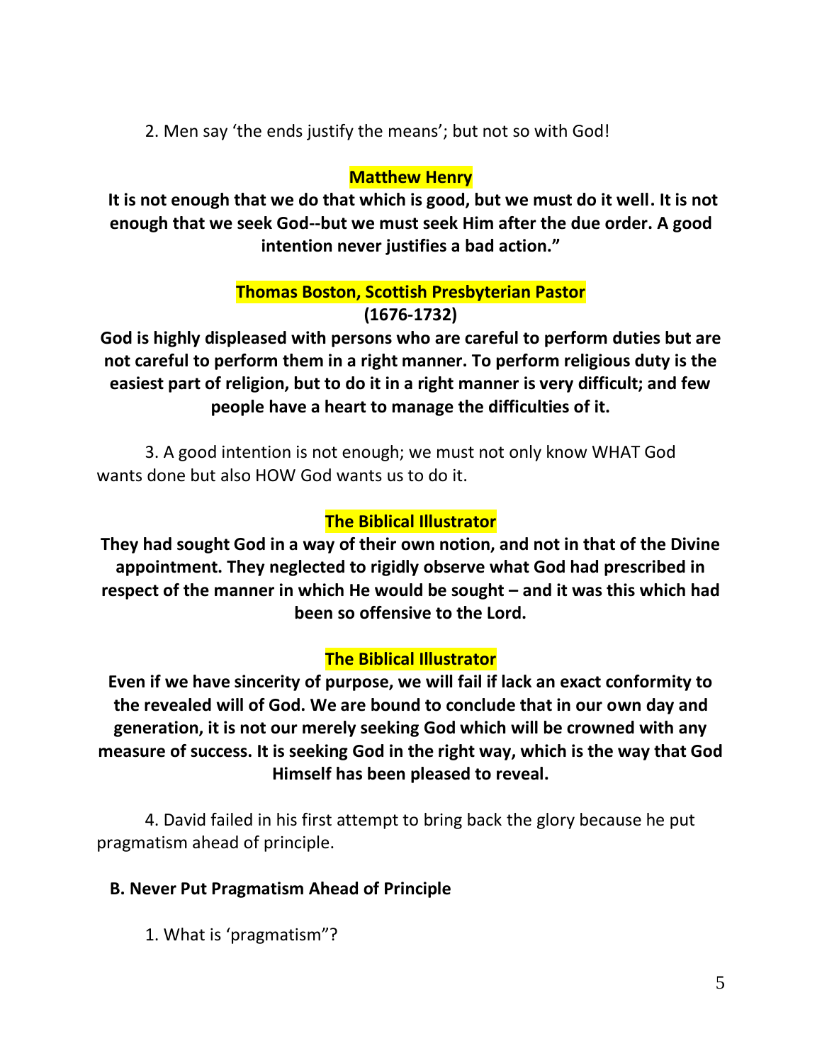2. Men say 'the ends justify the means'; but not so with God!

**Matthew Henry**

**It is not enough that we do that which is good, but we must do it well. It is not enough that we seek God--but we must seek Him after the due order. A good intention never justifies a bad action."**

**Thomas Boston, Scottish Presbyterian Pastor**
**(1676-1732)**

**God is highly displeased with persons who are careful to perform duties but are not careful to perform them in a right manner. To perform religious duty is the easiest part of religion, but to do it in a right manner is very difficult; and few people have a heart to manage the difficulties of it.**

3. A good intention is not enough; we must not only know WHAT God wants done but also HOW God wants us to do it.

**The Biblical Illustrator**

**They had sought God in a way of their own notion, and not in that of the Divine appointment. They neglected to rigidly observe what God had prescribed in respect of the manner in which He would be sought – and it was this which had been so offensive to the Lord.**

**The Biblical Illustrator**

**Even if we have sincerity of purpose, we will fail if lack an exact conformity to the revealed will of God. We are bound to conclude that in our own day and generation, it is not our merely seeking God which will be crowned with any measure of success. It is seeking God in the right way, which is the way that God Himself has been pleased to reveal.**

4. David failed in his first attempt to bring back the glory because he put pragmatism ahead of principle.

**B. Never Put Pragmatism Ahead of Principle**

1. What is 'pragmatism"?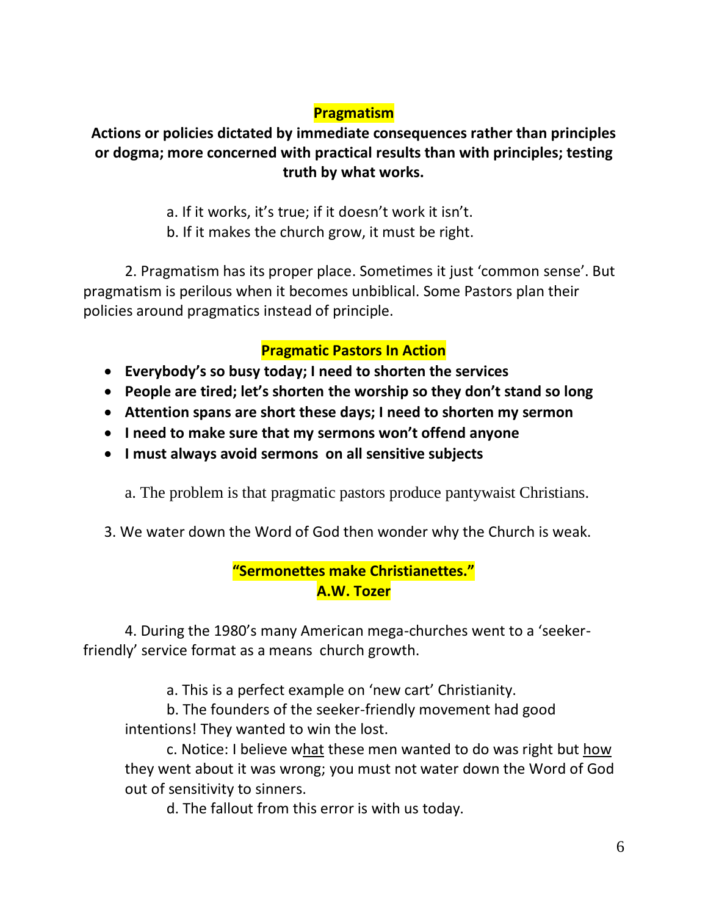## Pragmatism

**Actions or policies dictated by immediate consequences rather than principles or dogma; more concerned with practical results than with principles; testing truth by what works.**

a. If it works, it's true; if it doesn't work it isn't.
b. If it makes the church grow, it must be right.

2. Pragmatism has its proper place. Sometimes it just 'common sense'. But pragmatism is perilous when it becomes unbiblical. Some Pastors plan their policies around pragmatics instead of principle.

## Pragmatic Pastors In Action

- **Everybody's so busy today; I need to shorten the services**
- **People are tired; let's shorten the worship so they don't stand so long**
- **Attention spans are short these days; I need to shorten my sermon**
- **I need to make sure that my sermons won't offend anyone**
- **I must always avoid sermons on all sensitive subjects**

a. The problem is that pragmatic pastors produce pantywaist Christians.

3. We water down the Word of God then wonder why the Church is weak.

**"Sermonettes make Christianettes."**
**A.W. Tozer**

4. During the 1980's many American mega-churches went to a 'seeker-friendly' service format as a means church growth.

a. This is a perfect example on 'new cart' Christianity.
b. The founders of the seeker-friendly movement had good intentions! They wanted to win the lost.
c. Notice: I believe what these men wanted to do was right but how they went about it was wrong; you must not water down the Word of God out of sensitivity to sinners.
d. The fallout from this error is with us today.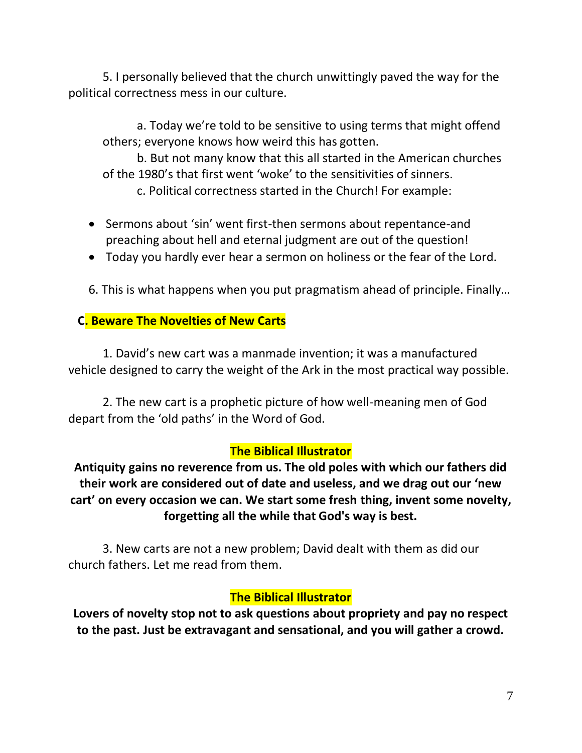5. I personally believed that the church unwittingly paved the way for the political correctness mess in our culture.

a. Today we're told to be sensitive to using terms that might offend others; everyone knows how weird this has gotten.

b. But not many know that this all started in the American churches of the 1980's that first went 'woke' to the sensitivities of sinners.

c. Political correctness started in the Church! For example:

- Sermons about 'sin' went first-then sermons about repentance-and preaching about hell and eternal judgment are out of the question!
- Today you hardly ever hear a sermon on holiness or the fear of the Lord.

6. This is what happens when you put pragmatism ahead of principle. Finally…

### C. Beware The Novelties of New Carts

1. David's new cart was a manmade invention; it was a manufactured vehicle designed to carry the weight of the Ark in the most practical way possible.

2. The new cart is a prophetic picture of how well-meaning men of God depart from the 'old paths' in the Word of God.

**The Biblical Illustrator**

**Antiquity gains no reverence from us. The old poles with which our fathers did their work are considered out of date and useless, and we drag out our 'new cart' on every occasion we can. We start some fresh thing, invent some novelty, forgetting all the while that God's way is best.**

3. New carts are not a new problem; David dealt with them as did our church fathers. Let me read from them.

**The Biblical Illustrator**

**Lovers of novelty stop not to ask questions about propriety and pay no respect to the past. Just be extravagant and sensational, and you will gather a crowd.**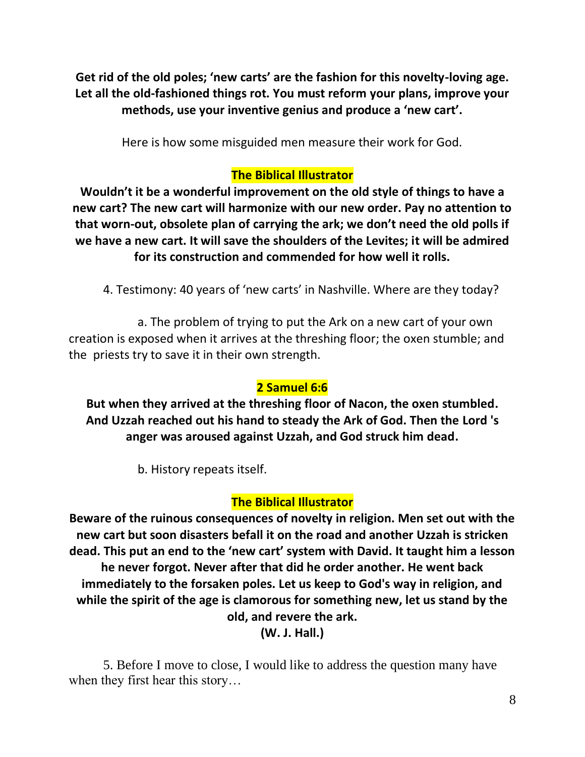**Get rid of the old poles; 'new carts' are the fashion for this novelty-loving age. Let all the old-fashioned things rot. You must reform your plans, improve your methods, use your inventive genius and produce a 'new cart'.**

Here is how some misguided men measure their work for God.

**The Biblical Illustrator**

**Wouldn't it be a wonderful improvement on the old style of things to have a new cart? The new cart will harmonize with our new order. Pay no attention to that worn-out, obsolete plan of carrying the ark; we don't need the old polls if we have a new cart. It will save the shoulders of the Levites; it will be admired for its construction and commended for how well it rolls.**

4. Testimony: 40 years of 'new carts' in Nashville. Where are they today?

a. The problem of trying to put the Ark on a new cart of your own creation is exposed when it arrives at the threshing floor; the oxen stumble; and the priests try to save it in their own strength.

**2 Samuel 6:6**

**But when they arrived at the threshing floor of Nacon, the oxen stumbled. And Uzzah reached out his hand to steady the Ark of God. Then the Lord 's anger was aroused against Uzzah, and God struck him dead.**

b. History repeats itself.

**The Biblical Illustrator**

**Beware of the ruinous consequences of novelty in religion. Men set out with the new cart but soon disasters befall it on the road and another Uzzah is stricken dead. This put an end to the 'new cart' system with David. It taught him a lesson he never forgot. Never after that did he order another. He went back immediately to the forsaken poles. Let us keep to God's way in religion, and while the spirit of the age is clamorous for something new, let us stand by the old, and revere the ark.**
**(W. J. Hall.)**

5. Before I move to close, I would like to address the question many have when they first hear this story…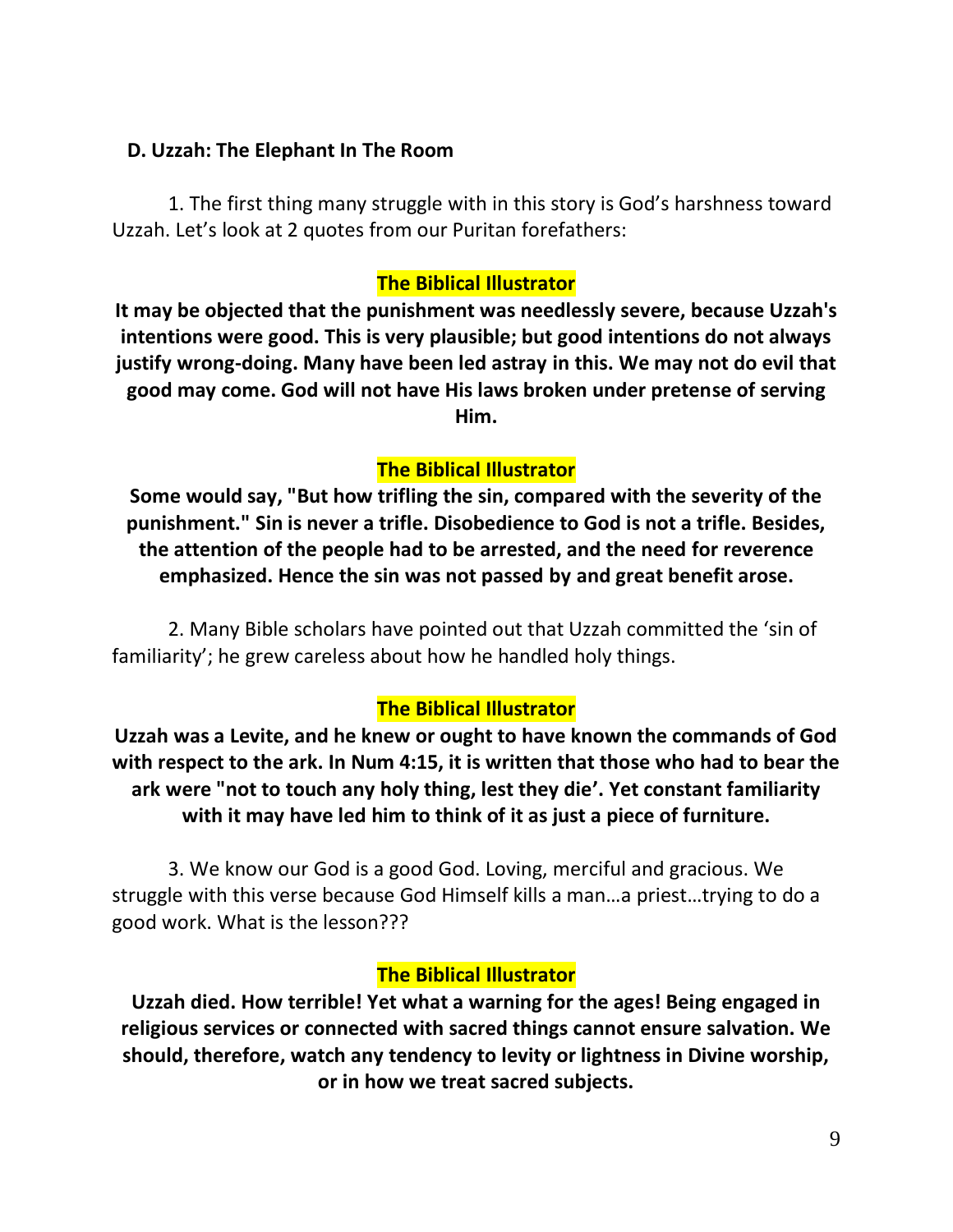**D. Uzzah: The Elephant In The Room**

1. The first thing many struggle with in this story is God's harshness toward Uzzah. Let's look at 2 quotes from our Puritan forefathers:

**The Biblical Illustrator**

**It may be objected that the punishment was needlessly severe, because Uzzah's intentions were good. This is very plausible; but good intentions do not always justify wrong-doing. Many have been led astray in this. We may not do evil that good may come. God will not have His laws broken under pretense of serving Him.**

**The Biblical Illustrator**

**Some would say, "But how trifling the sin, compared with the severity of the punishment." Sin is never a trifle. Disobedience to God is not a trifle. Besides, the attention of the people had to be arrested, and the need for reverence emphasized. Hence the sin was not passed by and great benefit arose.**

2. Many Bible scholars have pointed out that Uzzah committed the 'sin of familiarity'; he grew careless about how he handled holy things.

**The Biblical Illustrator**

**Uzzah was a Levite, and he knew or ought to have known the commands of God with respect to the ark. In Num 4:15, it is written that those who had to bear the ark were "not to touch any holy thing, lest they die'. Yet constant familiarity with it may have led him to think of it as just a piece of furniture.**

3. We know our God is a good God. Loving, merciful and gracious. We struggle with this verse because God Himself kills a man…a priest…trying to do a good work. What is the lesson???

**The Biblical Illustrator**

**Uzzah died. How terrible! Yet what a warning for the ages! Being engaged in religious services or connected with sacred things cannot ensure salvation. We should, therefore, watch any tendency to levity or lightness in Divine worship, or in how we treat sacred subjects.**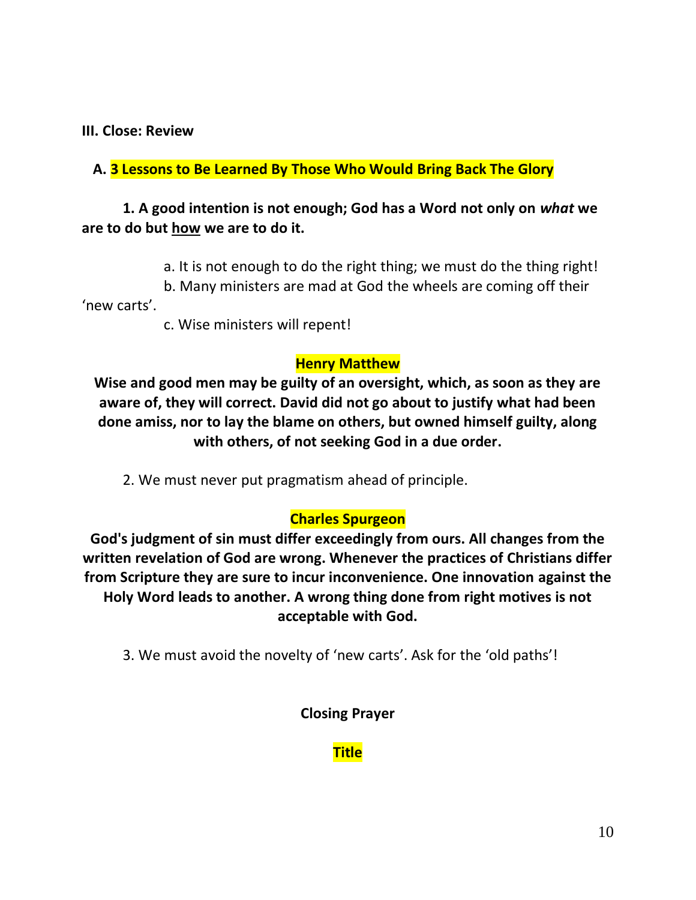**III. Close: Review**

**A. 3 Lessons to Be Learned By Those Who Would Bring Back The Glory**

**1. A good intention is not enough; God has a Word not only on *what* we are to do but <u>how</u> we are to do it.**

a. It is not enough to do the right thing; we must do the thing right!

b. Many ministers are mad at God the wheels are coming off their 'new carts'.

c. Wise ministers will repent!

**Henry Matthew**

**Wise and good men may be guilty of an oversight, which, as soon as they are aware of, they will correct. David did not go about to justify what had been done amiss, nor to lay the blame on others, but owned himself guilty, along with others, of not seeking God in a due order.**

2. We must never put pragmatism ahead of principle.

**Charles Spurgeon**

**God's judgment of sin must differ exceedingly from ours. All changes from the written revelation of God are wrong. Whenever the practices of Christians differ from Scripture they are sure to incur inconvenience. One innovation against the Holy Word leads to another. A wrong thing done from right motives is not acceptable with God.**

3. We must avoid the novelty of 'new carts'. Ask for the 'old paths'!

**Closing Prayer**

**Title**